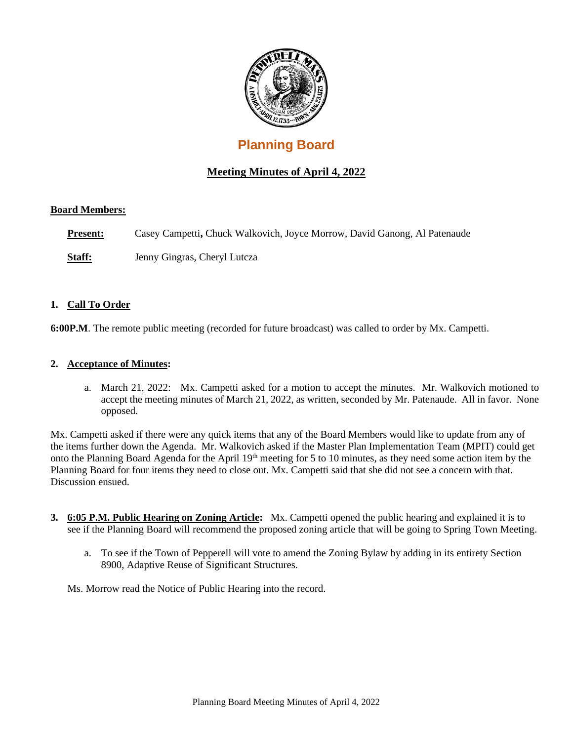# Planning Board

## Meeting Minutes of April 4, 2022

**Board Members:**

**Present:** Casey Campetti**,** Chuck Walkovich, Joyce Morrow, David Ganong, Al Patenaude

**Staff:** Jenny Gingras, Cheryl Lutcza

### 1. Call To Order

**6:00P.M**. The remote public meeting (recorded for future broadcast) was called to order by Mx. Campetti.

### 2. Acceptance of Minutes:

a. March 21, 2022: Mx. Campetti asked for a motion to accept the minutes. Mr. Walkovich motioned to accept the meeting minutes of March 21, 2022, as written, seconded by Mr. Patenaude. All in favor. None opposed.

Mx. Campetti asked if there were any quick items that any of the Board Members would like to update from any of the items further down the Agenda. Mr. Walkovich asked if the Master Plan Implementation Team (MPIT) could get onto the Planning Board Agenda for the April 19th meeting for 5 to 10 minutes, as they need some action item by the Planning Board for four items they need to close out. Mx. Campetti said that she did not see a concern with that. Discussion ensued.

### 3. 6:05 P.M. Public Hearing on Zoning Article: Mx. Campetti opened the public hearing and explained it is to see if the Planning Board will recommend the proposed zoning article that will be going to Spring Town Meeting.

a. To see if the Town of Pepperell will vote to amend the Zoning Bylaw by adding in its entirety Section 8900, Adaptive Reuse of Significant Structures.

Ms. Morrow read the Notice of Public Hearing into the record.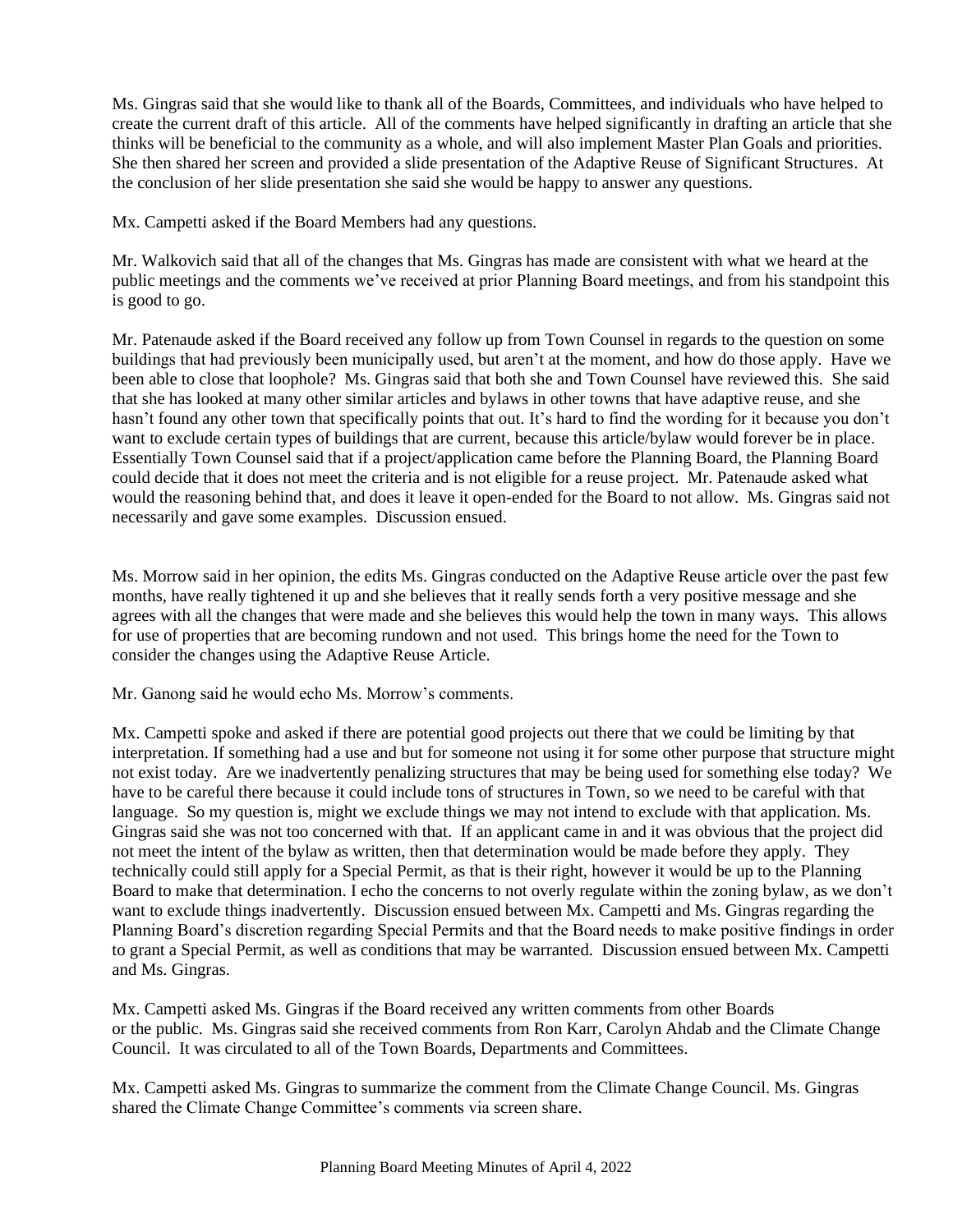Ms. Gingras said that she would like to thank all of the Boards, Committees, and individuals who have helped to create the current draft of this article. All of the comments have helped significantly in drafting an article that she thinks will be beneficial to the community as a whole, and will also implement Master Plan Goals and priorities. She then shared her screen and provided a slide presentation of the Adaptive Reuse of Significant Structures. At the conclusion of her slide presentation she said she would be happy to answer any questions.

Mx. Campetti asked if the Board Members had any questions.

Mr. Walkovich said that all of the changes that Ms. Gingras has made are consistent with what we heard at the public meetings and the comments we've received at prior Planning Board meetings, and from his standpoint this is good to go.

Mr. Patenaude asked if the Board received any follow up from Town Counsel in regards to the question on some buildings that had previously been municipally used, but aren't at the moment, and how do those apply. Have we been able to close that loophole? Ms. Gingras said that both she and Town Counsel have reviewed this. She said that she has looked at many other similar articles and bylaws in other towns that have adaptive reuse, and she hasn't found any other town that specifically points that out. It's hard to find the wording for it because you don't want to exclude certain types of buildings that are current, because this article/bylaw would forever be in place. Essentially Town Counsel said that if a project/application came before the Planning Board, the Planning Board could decide that it does not meet the criteria and is not eligible for a reuse project. Mr. Patenaude asked what would the reasoning behind that, and does it leave it open-ended for the Board to not allow. Ms. Gingras said not necessarily and gave some examples. Discussion ensued.

Ms. Morrow said in her opinion, the edits Ms. Gingras conducted on the Adaptive Reuse article over the past few months, have really tightened it up and she believes that it really sends forth a very positive message and she agrees with all the changes that were made and she believes this would help the town in many ways. This allows for use of properties that are becoming rundown and not used. This brings home the need for the Town to consider the changes using the Adaptive Reuse Article.

Mr. Ganong said he would echo Ms. Morrow's comments.

Mx. Campetti spoke and asked if there are potential good projects out there that we could be limiting by that interpretation. If something had a use and but for someone not using it for some other purpose that structure might not exist today. Are we inadvertently penalizing structures that may be being used for something else today? We have to be careful there because it could include tons of structures in Town, so we need to be careful with that language. So my question is, might we exclude things we may not intend to exclude with that application. Ms. Gingras said she was not too concerned with that. If an applicant came in and it was obvious that the project did not meet the intent of the bylaw as written, then that determination would be made before they apply. They technically could still apply for a Special Permit, as that is their right, however it would be up to the Planning Board to make that determination. I echo the concerns to not overly regulate within the zoning bylaw, as we don't want to exclude things inadvertently. Discussion ensued between Mx. Campetti and Ms. Gingras regarding the Planning Board's discretion regarding Special Permits and that the Board needs to make positive findings in order to grant a Special Permit, as well as conditions that may be warranted. Discussion ensued between Mx. Campetti and Ms. Gingras.

Mx. Campetti asked Ms. Gingras if the Board received any written comments from other Boards or the public. Ms. Gingras said she received comments from Ron Karr, Carolyn Ahdab and the Climate Change Council. It was circulated to all of the Town Boards, Departments and Committees.

Mx. Campetti asked Ms. Gingras to summarize the comment from the Climate Change Council. Ms. Gingras shared the Climate Change Committee's comments via screen share.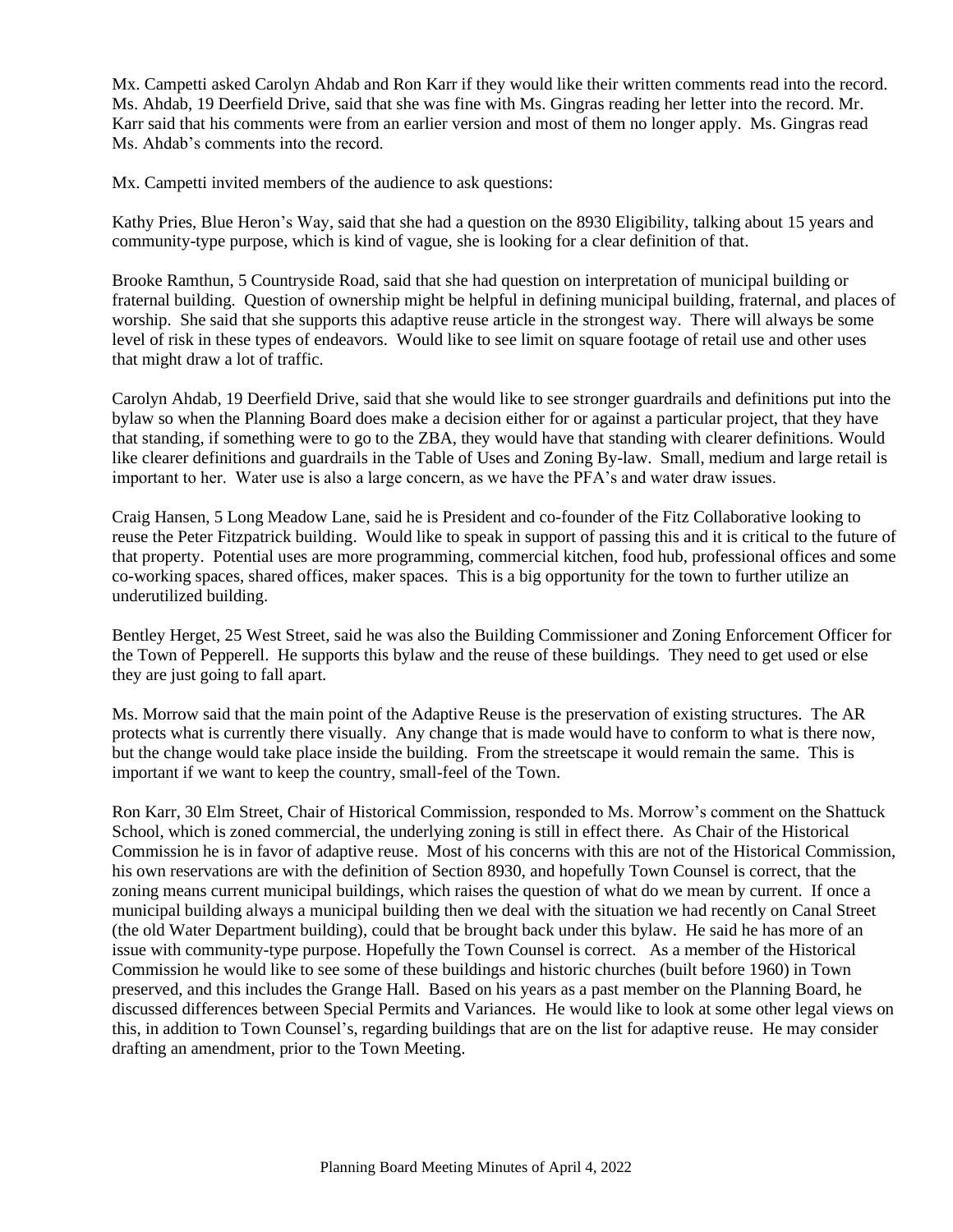Mx. Campetti asked Carolyn Ahdab and Ron Karr if they would like their written comments read into the record. Ms. Ahdab, 19 Deerfield Drive, said that she was fine with Ms. Gingras reading her letter into the record. Mr. Karr said that his comments were from an earlier version and most of them no longer apply. Ms. Gingras read Ms. Ahdab's comments into the record.

Mx. Campetti invited members of the audience to ask questions:

Kathy Pries, Blue Heron's Way, said that she had a question on the 8930 Eligibility, talking about 15 years and community-type purpose, which is kind of vague, she is looking for a clear definition of that.

Brooke Ramthun, 5 Countryside Road, said that she had question on interpretation of municipal building or fraternal building. Question of ownership might be helpful in defining municipal building, fraternal, and places of worship. She said that she supports this adaptive reuse article in the strongest way. There will always be some level of risk in these types of endeavors. Would like to see limit on square footage of retail use and other uses that might draw a lot of traffic.

Carolyn Ahdab, 19 Deerfield Drive, said that she would like to see stronger guardrails and definitions put into the bylaw so when the Planning Board does make a decision either for or against a particular project, that they have that standing, if something were to go to the ZBA, they would have that standing with clearer definitions. Would like clearer definitions and guardrails in the Table of Uses and Zoning By-law. Small, medium and large retail is important to her. Water use is also a large concern, as we have the PFA's and water draw issues.

Craig Hansen, 5 Long Meadow Lane, said he is President and co-founder of the Fitz Collaborative looking to reuse the Peter Fitzpatrick building. Would like to speak in support of passing this and it is critical to the future of that property. Potential uses are more programming, commercial kitchen, food hub, professional offices and some co-working spaces, shared offices, maker spaces. This is a big opportunity for the town to further utilize an underutilized building.

Bentley Herget, 25 West Street, said he was also the Building Commissioner and Zoning Enforcement Officer for the Town of Pepperell. He supports this bylaw and the reuse of these buildings. They need to get used or else they are just going to fall apart.

Ms. Morrow said that the main point of the Adaptive Reuse is the preservation of existing structures. The AR protects what is currently there visually. Any change that is made would have to conform to what is there now, but the change would take place inside the building. From the streetscape it would remain the same. This is important if we want to keep the country, small-feel of the Town.

Ron Karr, 30 Elm Street, Chair of Historical Commission, responded to Ms. Morrow's comment on the Shattuck School, which is zoned commercial, the underlying zoning is still in effect there. As Chair of the Historical Commission he is in favor of adaptive reuse. Most of his concerns with this are not of the Historical Commission, his own reservations are with the definition of Section 8930, and hopefully Town Counsel is correct, that the zoning means current municipal buildings, which raises the question of what do we mean by current. If once a municipal building always a municipal building then we deal with the situation we had recently on Canal Street (the old Water Department building), could that be brought back under this bylaw. He said he has more of an issue with community-type purpose. Hopefully the Town Counsel is correct. As a member of the Historical Commission he would like to see some of these buildings and historic churches (built before 1960) in Town preserved, and this includes the Grange Hall. Based on his years as a past member on the Planning Board, he discussed differences between Special Permits and Variances. He would like to look at some other legal views on this, in addition to Town Counsel's, regarding buildings that are on the list for adaptive reuse. He may consider drafting an amendment, prior to the Town Meeting.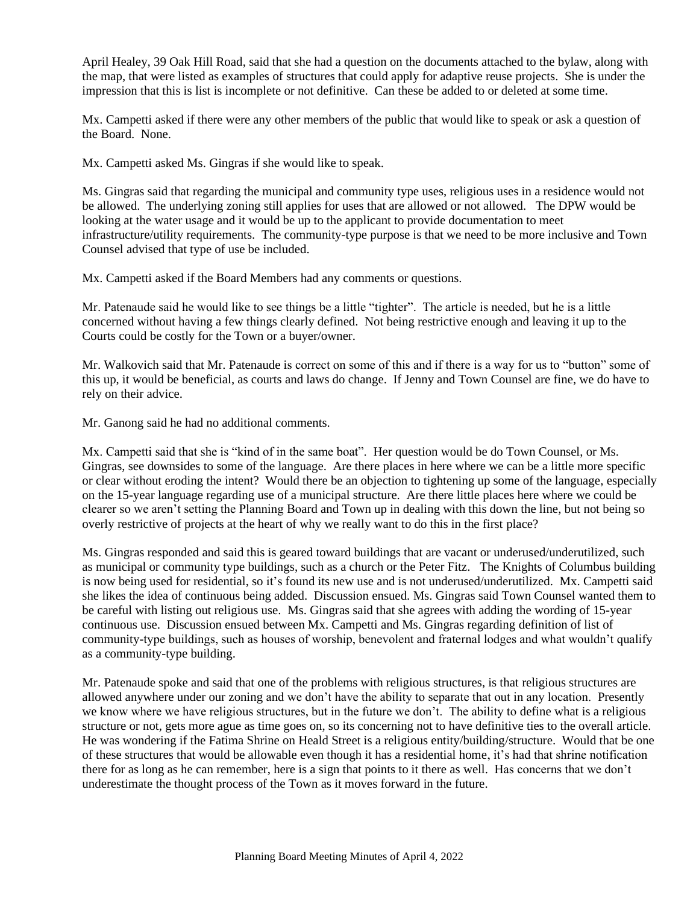April Healey, 39 Oak Hill Road, said that she had a question on the documents attached to the bylaw, along with the map, that were listed as examples of structures that could apply for adaptive reuse projects. She is under the impression that this is list is incomplete or not definitive. Can these be added to or deleted at some time.

Mx. Campetti asked if there were any other members of the public that would like to speak or ask a question of the Board. None.

Mx. Campetti asked Ms. Gingras if she would like to speak.

Ms. Gingras said that regarding the municipal and community type uses, religious uses in a residence would not be allowed. The underlying zoning still applies for uses that are allowed or not allowed. The DPW would be looking at the water usage and it would be up to the applicant to provide documentation to meet infrastructure/utility requirements. The community-type purpose is that we need to be more inclusive and Town Counsel advised that type of use be included.

Mx. Campetti asked if the Board Members had any comments or questions.

Mr. Patenaude said he would like to see things be a little "tighter". The article is needed, but he is a little concerned without having a few things clearly defined. Not being restrictive enough and leaving it up to the Courts could be costly for the Town or a buyer/owner.

Mr. Walkovich said that Mr. Patenaude is correct on some of this and if there is a way for us to "button" some of this up, it would be beneficial, as courts and laws do change. If Jenny and Town Counsel are fine, we do have to rely on their advice.

Mr. Ganong said he had no additional comments.

Mx. Campetti said that she is "kind of in the same boat". Her question would be do Town Counsel, or Ms. Gingras, see downsides to some of the language. Are there places in here where we can be a little more specific or clear without eroding the intent? Would there be an objection to tightening up some of the language, especially on the 15-year language regarding use of a municipal structure. Are there little places here where we could be clearer so we aren't setting the Planning Board and Town up in dealing with this down the line, but not being so overly restrictive of projects at the heart of why we really want to do this in the first place?

Ms. Gingras responded and said this is geared toward buildings that are vacant or underused/underutilized, such as municipal or community type buildings, such as a church or the Peter Fitz. The Knights of Columbus building is now being used for residential, so it's found its new use and is not underused/underutilized. Mx. Campetti said she likes the idea of continuous being added. Discussion ensued. Ms. Gingras said Town Counsel wanted them to be careful with listing out religious use. Ms. Gingras said that she agrees with adding the wording of 15-year continuous use. Discussion ensued between Mx. Campetti and Ms. Gingras regarding definition of list of community-type buildings, such as houses of worship, benevolent and fraternal lodges and what wouldn't qualify as a community-type building.

Mr. Patenaude spoke and said that one of the problems with religious structures, is that religious structures are allowed anywhere under our zoning and we don't have the ability to separate that out in any location. Presently we know where we have religious structures, but in the future we don't. The ability to define what is a religious structure or not, gets more ague as time goes on, so its concerning not to have definitive ties to the overall article. He was wondering if the Fatima Shrine on Heald Street is a religious entity/building/structure. Would that be one of these structures that would be allowable even though it has a residential home, it's had that shrine notification there for as long as he can remember, here is a sign that points to it there as well. Has concerns that we don't underestimate the thought process of the Town as it moves forward in the future.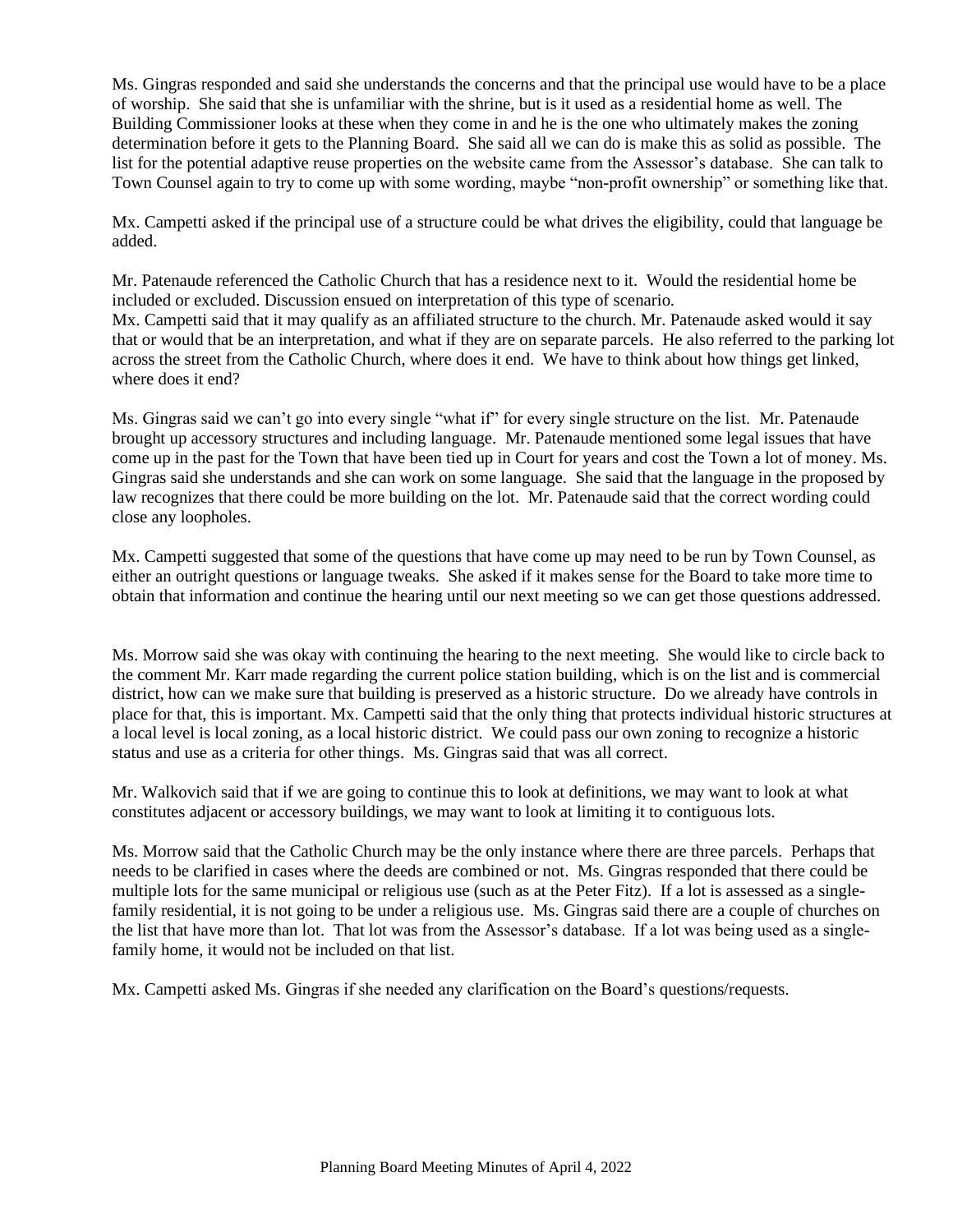Ms. Gingras responded and said she understands the concerns and that the principal use would have to be a place of worship. She said that she is unfamiliar with the shrine, but is it used as a residential home as well. The Building Commissioner looks at these when they come in and he is the one who ultimately makes the zoning determination before it gets to the Planning Board. She said all we can do is make this as solid as possible. The list for the potential adaptive reuse properties on the website came from the Assessor's database. She can talk to Town Counsel again to try to come up with some wording, maybe "non-profit ownership" or something like that.

Mx. Campetti asked if the principal use of a structure could be what drives the eligibility, could that language be added.

Mr. Patenaude referenced the Catholic Church that has a residence next to it. Would the residential home be included or excluded. Discussion ensued on interpretation of this type of scenario.
Mx. Campetti said that it may qualify as an affiliated structure to the church. Mr. Patenaude asked would it say that or would that be an interpretation, and what if they are on separate parcels. He also referred to the parking lot across the street from the Catholic Church, where does it end. We have to think about how things get linked, where does it end?

Ms. Gingras said we can't go into every single "what if" for every single structure on the list. Mr. Patenaude brought up accessory structures and including language. Mr. Patenaude mentioned some legal issues that have come up in the past for the Town that have been tied up in Court for years and cost the Town a lot of money. Ms. Gingras said she understands and she can work on some language. She said that the language in the proposed by law recognizes that there could be more building on the lot. Mr. Patenaude said that the correct wording could close any loopholes.

Mx. Campetti suggested that some of the questions that have come up may need to be run by Town Counsel, as either an outright questions or language tweaks. She asked if it makes sense for the Board to take more time to obtain that information and continue the hearing until our next meeting so we can get those questions addressed.

Ms. Morrow said she was okay with continuing the hearing to the next meeting. She would like to circle back to the comment Mr. Karr made regarding the current police station building, which is on the list and is commercial district, how can we make sure that building is preserved as a historic structure. Do we already have controls in place for that, this is important. Mx. Campetti said that the only thing that protects individual historic structures at a local level is local zoning, as a local historic district. We could pass our own zoning to recognize a historic status and use as a criteria for other things. Ms. Gingras said that was all correct.

Mr. Walkovich said that if we are going to continue this to look at definitions, we may want to look at what constitutes adjacent or accessory buildings, we may want to look at limiting it to contiguous lots.

Ms. Morrow said that the Catholic Church may be the only instance where there are three parcels. Perhaps that needs to be clarified in cases where the deeds are combined or not. Ms. Gingras responded that there could be multiple lots for the same municipal or religious use (such as at the Peter Fitz). If a lot is assessed as a single-family residential, it is not going to be under a religious use. Ms. Gingras said there are a couple of churches on the list that have more than lot. That lot was from the Assessor's database. If a lot was being used as a single-family home, it would not be included on that list.

Mx. Campetti asked Ms. Gingras if she needed any clarification on the Board's questions/requests.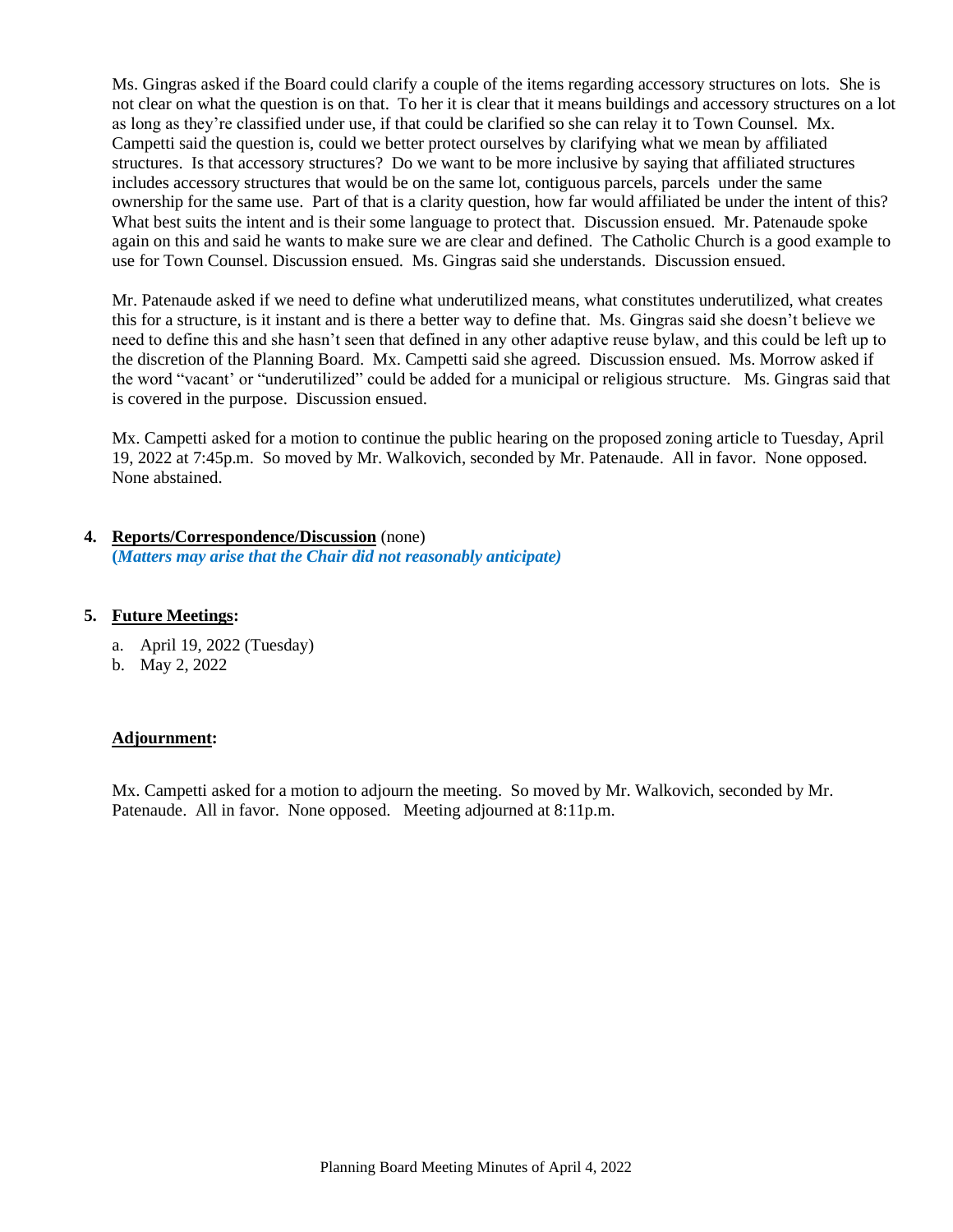Ms. Gingras asked if the Board could clarify a couple of the items regarding accessory structures on lots. She is not clear on what the question is on that. To her it is clear that it means buildings and accessory structures on a lot as long as they're classified under use, if that could be clarified so she can relay it to Town Counsel. Mx. Campetti said the question is, could we better protect ourselves by clarifying what we mean by affiliated structures. Is that accessory structures? Do we want to be more inclusive by saying that affiliated structures includes accessory structures that would be on the same lot, contiguous parcels, parcels under the same ownership for the same use. Part of that is a clarity question, how far would affiliated be under the intent of this? What best suits the intent and is their some language to protect that. Discussion ensued. Mr. Patenaude spoke again on this and said he wants to make sure we are clear and defined. The Catholic Church is a good example to use for Town Counsel. Discussion ensued. Ms. Gingras said she understands. Discussion ensued.

Mr. Patenaude asked if we need to define what underutilized means, what constitutes underutilized, what creates this for a structure, is it instant and is there a better way to define that. Ms. Gingras said she doesn't believe we need to define this and she hasn't seen that defined in any other adaptive reuse bylaw, and this could be left up to the discretion of the Planning Board. Mx. Campetti said she agreed. Discussion ensued. Ms. Morrow asked if the word "vacant' or "underutilized" could be added for a municipal or religious structure. Ms. Gingras said that is covered in the purpose. Discussion ensued.

Mx. Campetti asked for a motion to continue the public hearing on the proposed zoning article to Tuesday, April 19, 2022 at 7:45p.m. So moved by Mr. Walkovich, seconded by Mr. Patenaude. All in favor. None opposed. None abstained.

**4. Reports/Correspondence/Discussion** (none)
***(Matters may arise that the Chair did not reasonably anticipate)***

**5. Future Meetings:**

a. April 19, 2022 (Tuesday)
b. May 2, 2022

**Adjournment:**

Mx. Campetti asked for a motion to adjourn the meeting. So moved by Mr. Walkovich, seconded by Mr. Patenaude. All in favor. None opposed. Meeting adjourned at 8:11p.m.